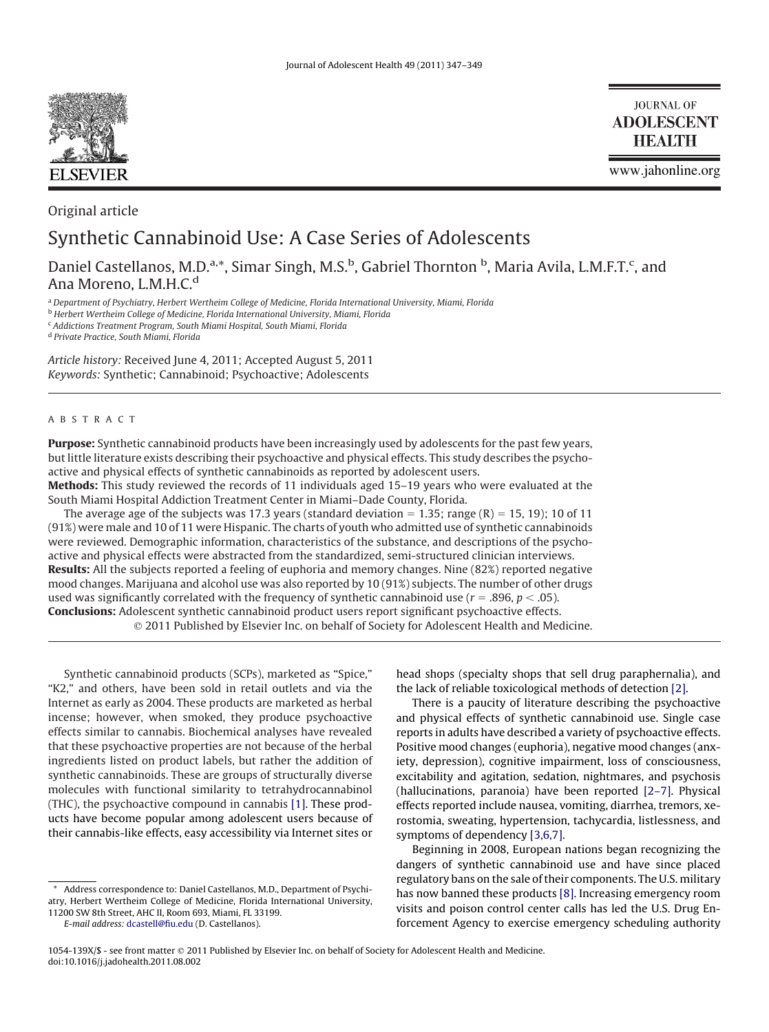Original article

# Synthetic Cannabinoid Use: A Case Series of Adolescents

Daniel Castellanos, M.D.[a,*], Simar Singh, M.S.[b], Gabriel Thornton [b], Maria Avila, L.M.F.T.[c], and Ana Moreno, L.M.H.C.[d]

[a] *Department of Psychiatry, Herbert Wertheim College of Medicine, Florida International University, Miami, Florida*
[b] *Herbert Wertheim College of Medicine, Florida International University, Miami, Florida*
[c] *Addictions Treatment Program, South Miami Hospital, South Miami, Florida*
[d] *Private Practice, South Miami, Florida*

*Article history:* Received June 4, 2011; Accepted August 5, 2011
*Keywords:* Synthetic; Cannabinoid; Psychoactive; Adolescents

## ABSTRACT

**Purpose:** Synthetic cannabinoid products have been increasingly used by adolescents for the past few years, but little literature exists describing their psychoactive and physical effects. This study describes the psychoactive and physical effects of synthetic cannabinoids as reported by adolescent users.

**Methods:** This study reviewed the records of 11 individuals aged 15–19 years who were evaluated at the South Miami Hospital Addiction Treatment Center in Miami–Dade County, Florida.

The average age of the subjects was 17.3 years (standard deviation = 1.35; range (R) = 15, 19); 10 of 11 (91%) were male and 10 of 11 were Hispanic. The charts of youth who admitted use of synthetic cannabinoids were reviewed. Demographic information, characteristics of the substance, and descriptions of the psychoactive and physical effects were abstracted from the standardized, semi-structured clinician interviews.

**Results:** All the subjects reported a feeling of euphoria and memory changes. Nine (82%) reported negative mood changes. Marijuana and alcohol use was also reported by 10 (91%) subjects. The number of other drugs used was significantly correlated with the frequency of synthetic cannabinoid use ($r = .896$, $p < .05$).

**Conclusions:** Adolescent synthetic cannabinoid product users report significant psychoactive effects.

© 2011 Published by Elsevier Inc. on behalf of Society for Adolescent Health and Medicine.

Synthetic cannabinoid products (SCPs), marketed as "Spice," "K2," and others, have been sold in retail outlets and via the Internet as early as 2004. These products are marketed as herbal incense; however, when smoked, they produce psychoactive effects similar to cannabis. Biochemical analyses have revealed that these psychoactive properties are not because of the herbal ingredients listed on product labels, but rather the addition of synthetic cannabinoids. These are groups of structurally diverse molecules with functional similarity to tetrahydrocannabinol (THC), the psychoactive compound in cannabis [1]. These products have become popular among adolescent users because of their cannabis-like effects, easy accessibility via Internet sites or head shops (specialty shops that sell drug paraphernalia), and the lack of reliable toxicological methods of detection [2].

There is a paucity of literature describing the psychoactive and physical effects of synthetic cannabinoid use. Single case reports in adults have described a variety of psychoactive effects. Positive mood changes (euphoria), negative mood changes (anxiety, depression), cognitive impairment, loss of consciousness, excitability and agitation, sedation, nightmares, and psychosis (hallucinations, paranoia) have been reported [2–7]. Physical effects reported include nausea, vomiting, diarrhea, tremors, xerostomia, sweating, hypertension, tachycardia, listlessness, and symptoms of dependency [3,6,7].

Beginning in 2008, European nations began recognizing the dangers of synthetic cannabinoid use and have since placed regulatory bans on the sale of their components. The U.S. military has now banned these products [8]. Increasing emergency room visits and poison control center calls has led the U.S. Drug Enforcement Agency to exercise emergency scheduling authority

\* Address correspondence to: Daniel Castellanos, M.D., Department of Psychiatry, Herbert Wertheim College of Medicine, Florida International University, 11200 SW 8th Street, AHC II, Room 693, Miami, FL 33199.
*E-mail address:* dcastell@fiu.edu (D. Castellanos).

1054-139X/$ - see front matter © 2011 Published by Elsevier Inc. on behalf of Society for Adolescent Health and Medicine.
doi:10.1016/j.jadohealth.2011.08.002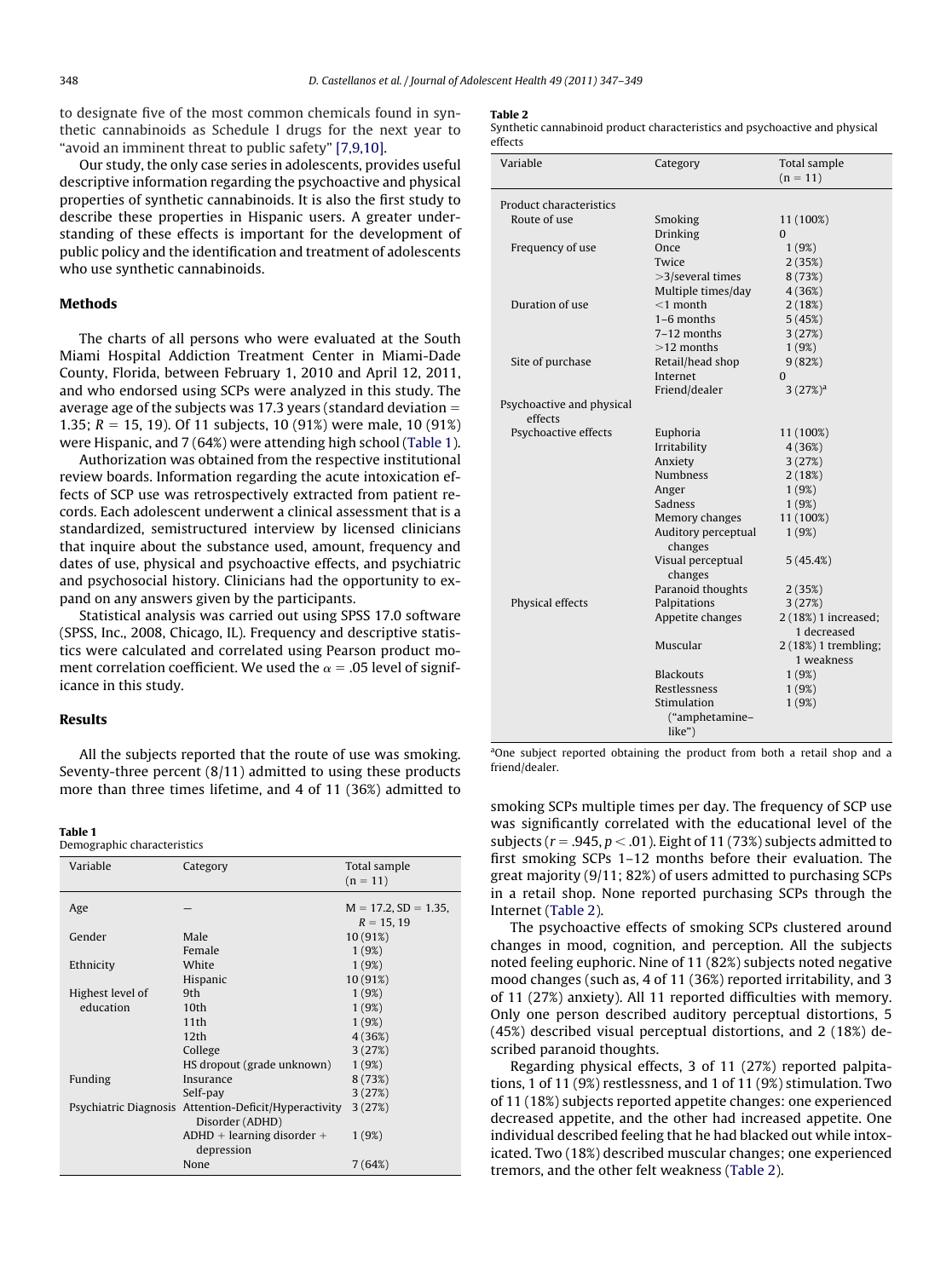to designate five of the most common chemicals found in synthetic cannabinoids as Schedule I drugs for the next year to "avoid an imminent threat to public safety" [7,9,10].

Our study, the only case series in adolescents, provides useful descriptive information regarding the psychoactive and physical properties of synthetic cannabinoids. It is also the first study to describe these properties in Hispanic users. A greater understanding of these effects is important for the development of public policy and the identification and treatment of adolescents who use synthetic cannabinoids.

## Methods

The charts of all persons who were evaluated at the South Miami Hospital Addiction Treatment Center in Miami-Dade County, Florida, between February 1, 2010 and April 12, 2011, and who endorsed using SCPs were analyzed in this study. The average age of the subjects was 17.3 years (standard deviation = 1.35; $R = 15, 19$). Of 11 subjects, 10 (91%) were male, 10 (91%) were Hispanic, and 7 (64%) were attending high school (Table 1).

Authorization was obtained from the respective institutional review boards. Information regarding the acute intoxication effects of SCP use was retrospectively extracted from patient records. Each adolescent underwent a clinical assessment that is a standardized, semistructured interview by licensed clinicians that inquire about the substance used, amount, frequency and dates of use, physical and psychoactive effects, and psychiatric and psychosocial history. Clinicians had the opportunity to expand on any answers given by the participants.

Statistical analysis was carried out using SPSS 17.0 software (SPSS, Inc., 2008, Chicago, IL). Frequency and descriptive statistics were calculated and correlated using Pearson product moment correlation coefficient. We used the $\alpha = .05$ level of significance in this study.

## Results

All the subjects reported that the route of use was smoking. Seventy-three percent (8/11) admitted to using these products more than three times lifetime, and 4 of 11 (36%) admitted to smoking SCPs multiple times per day. The frequency of SCP use was significantly correlated with the educational level of the subjects ($r = .945$, $p < .01$). Eight of 11 (73%) subjects admitted to first smoking SCPs 1–12 months before their evaluation. The great majority (9/11; 82%) of users admitted to purchasing SCPs in a retail shop. None reported purchasing SCPs through the Internet (Table 2).

The psychoactive effects of smoking SCPs clustered around changes in mood, cognition, and perception. All the subjects noted feeling euphoric. Nine of 11 (82%) subjects noted negative mood changes (such as, 4 of 11 (36%) reported irritability, and 3 of 11 (27%) anxiety). All 11 reported difficulties with memory. Only one person described auditory perceptual distortions, 5 (45%) described visual perceptual distortions, and 2 (18%) described paranoid thoughts.

Regarding physical effects, 3 of 11 (27%) reported palpitations, 1 of 11 (9%) restlessness, and 1 of 11 (9%) stimulation. Two of 11 (18%) subjects reported appetite changes: one experienced decreased appetite, and the other had increased appetite. One individual described feeling that he had blacked out while intoxicated. Two (18%) described muscular changes; one experienced tremors, and the other felt weakness (Table 2).

**Table 1**
Demographic characteristics

| Variable | Category | Total sample (n = 11) |
|---|---|---|
| Age | — | M = 17.2, SD = 1.35, R = 15, 19 |
| Gender | Male | 10 (91%) |
| | Female | 1 (9%) |
| Ethnicity | White | 1 (9%) |
| | Hispanic | 10 (91%) |
| Highest level of education | 9th | 1 (9%) |
| | 10th | 1 (9%) |
| | 11th | 1 (9%) |
| | 12th | 4 (36%) |
| | College | 3 (27%) |
| | HS dropout (grade unknown) | 1 (9%) |
| Funding | Insurance | 8 (73%) |
| | Self-pay | 3 (27%) |
| Psychiatric Diagnosis | Attention-Deficit/Hyperactivity Disorder (ADHD) | 3 (27%) |
| | ADHD + learning disorder + depression | 1 (9%) |
| | None | 7 (64%) |

**Table 2**
Synthetic cannabinoid product characteristics and psychoactive and physical effects

| Variable | Category | Total sample (n = 11) |
|---|---|---|
| Product characteristics | | |
| Route of use | Smoking | 11 (100%) |
| | Drinking | 0 |
| Frequency of use | Once | 1 (9%) |
| | Twice | 2 (35%) |
| | >3/several times | 8 (73%) |
| | Multiple times/day | 4 (36%) |
| Duration of use | <1 month | 2 (18%) |
| | 1–6 months | 5 (45%) |
| | 7–12 months | 3 (27%) |
| | >12 months | 1 (9%) |
| Site of purchase | Retail/head shop | 9 (82%) |
| | Internet | 0 |
| | Friend/dealer | 3 (27%)[a] |
| Psychoactive and physical effects | | |
| Psychoactive effects | Euphoria | 11 (100%) |
| | Irritability | 4 (36%) |
| | Anxiety | 3 (27%) |
| | Numbness | 2 (18%) |
| | Anger | 1 (9%) |
| | Sadness | 1 (9%) |
| | Memory changes | 11 (100%) |
| | Auditory perceptual changes | 1 (9%) |
| | Visual perceptual changes | 5 (45.4%) |
| | Paranoid thoughts | 2 (35%) |
| Physical effects | Palpitations | 3 (27%) |
| | Appetite changes | 2 (18%) 1 increased; 1 decreased |
| | Muscular | 2 (18%) 1 trembling; 1 weakness |
| | Blackouts | 1 (9%) |
| | Restlessness | 1 (9%) |
| | Stimulation ("amphetamine–like") | 1 (9%) |

[a]One subject reported obtaining the product from both a retail shop and a friend/dealer.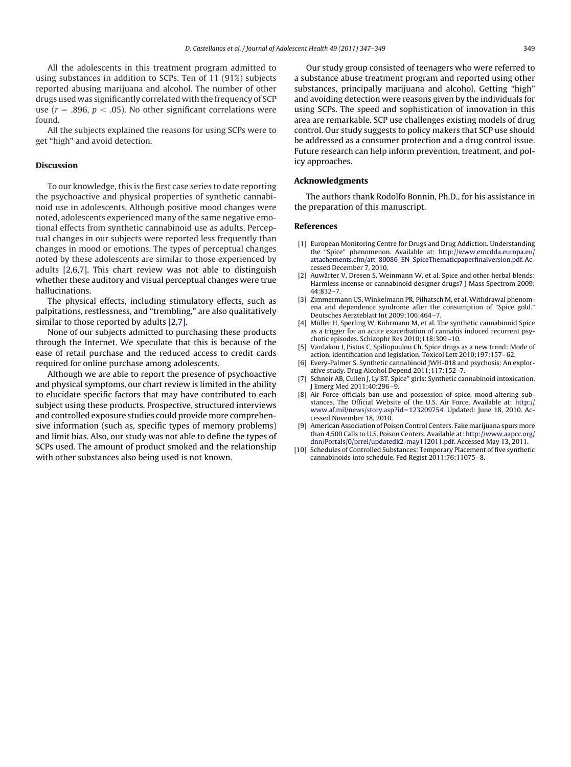All the adolescents in this treatment program admitted to using substances in addition to SCPs. Ten of 11 (91%) subjects reported abusing marijuana and alcohol. The number of other drugs used was significantly correlated with the frequency of SCP use ($r = .896$, $p < .05$). No other significant correlations were found.

All the subjects explained the reasons for using SCPs were to get "high" and avoid detection.

## Discussion

To our knowledge, this is the first case series to date reporting the psychoactive and physical properties of synthetic cannabinoid use in adolescents. Although positive mood changes were noted, adolescents experienced many of the same negative emotional effects from synthetic cannabinoid use as adults. Perceptual changes in our subjects were reported less frequently than changes in mood or emotions. The types of perceptual changes noted by these adolescents are similar to those experienced by adults [2,6,7]. This chart review was not able to distinguish whether these auditory and visual perceptual changes were true hallucinations.

The physical effects, including stimulatory effects, such as palpitations, restlessness, and "trembling," are also qualitatively similar to those reported by adults [2,7].

None of our subjects admitted to purchasing these products through the Internet. We speculate that this is because of the ease of retail purchase and the reduced access to credit cards required for online purchase among adolescents.

Although we are able to report the presence of psychoactive and physical symptoms, our chart review is limited in the ability to elucidate specific factors that may have contributed to each subject using these products. Prospective, structured interviews and controlled exposure studies could provide more comprehensive information (such as, specific types of memory problems) and limit bias. Also, our study was not able to define the types of SCPs used. The amount of product smoked and the relationship with other substances also being used is not known.

Our study group consisted of teenagers who were referred to a substance abuse treatment program and reported using other substances, principally marijuana and alcohol. Getting "high" and avoiding detection were reasons given by the individuals for using SCPs. The speed and sophistication of innovation in this area are remarkable. SCP use challenges existing models of drug control. Our study suggests to policy makers that SCP use should be addressed as a consumer protection and a drug control issue. Future research can help inform prevention, treatment, and policy approaches.

## Acknowledgments

The authors thank Rodolfo Bonnin, Ph.D., for his assistance in the preparation of this manuscript.

## References

[1] European Monitoring Centre for Drugs and Drug Addiction. Understanding the "Spice" phenomenon. Available at: http://www.emcdda.europa.eu/attachements.cfm/att_80086_EN_SpiceThematicpaperfinalversion.pdf. Accessed December 7, 2010.

[2] Auwärter V, Dresen S, Weinmann W, et al. Spice and other herbal blends: Harmless incense or cannabinoid designer drugs? J Mass Spectrom 2009; 44:832–7.

[3] Zimmermann US, Winkelmann PR, Pilhatsch M, et al. Withdrawal phenomena and dependence syndrome after the consumption of "Spice gold." Deutsches Aerzteblatt Int 2009;106:464–7.

[4] Müller H, Sperling W, Köhrmann M, et al. The synthetic cannabinoid Spice as a trigger for an acute exacerbation of cannabis induced recurrent psychotic episodes. Schizophr Res 2010;118:309–10.

[5] Vardakou I, Pistos C, Spiliopoulou Ch. Spice drugs as a new trend: Mode of action, identification and legislation. Toxicol Lett 2010;197:157–62.

[6] Every-Palmer S. Synthetic cannabinoid JWH-018 and psychosis: An explorative study. Drug Alcohol Depend 2011;117:152–7.

[7] Schneir AB, Cullen J, Ly BT. Spice" girls: Synthetic cannabinoid intoxication. J Emerg Med 2011;40:296–9.

[8] Air Force officials ban use and possession of spice, mood-altering substances. The Official Website of the U.S. Air Force. Available at: http://www.af.mil/news/story.asp?id=123209754. Updated: June 18, 2010. Accessed November 18, 2010.

[9] American Association of Poison Control Centers. Fake marijuana spurs more than 4,500 Calls to U.S. Poison Centers. Available at: http://www.aapcc.org/dnn/Portals/0/prrel/updatedk2-may112011.pdf. Accessed May 13, 2011.

[10] Schedules of Controlled Substances: Temporary Placement of five synthetic cannabinoids into schedule. Fed Regist 2011;76:11075–8.